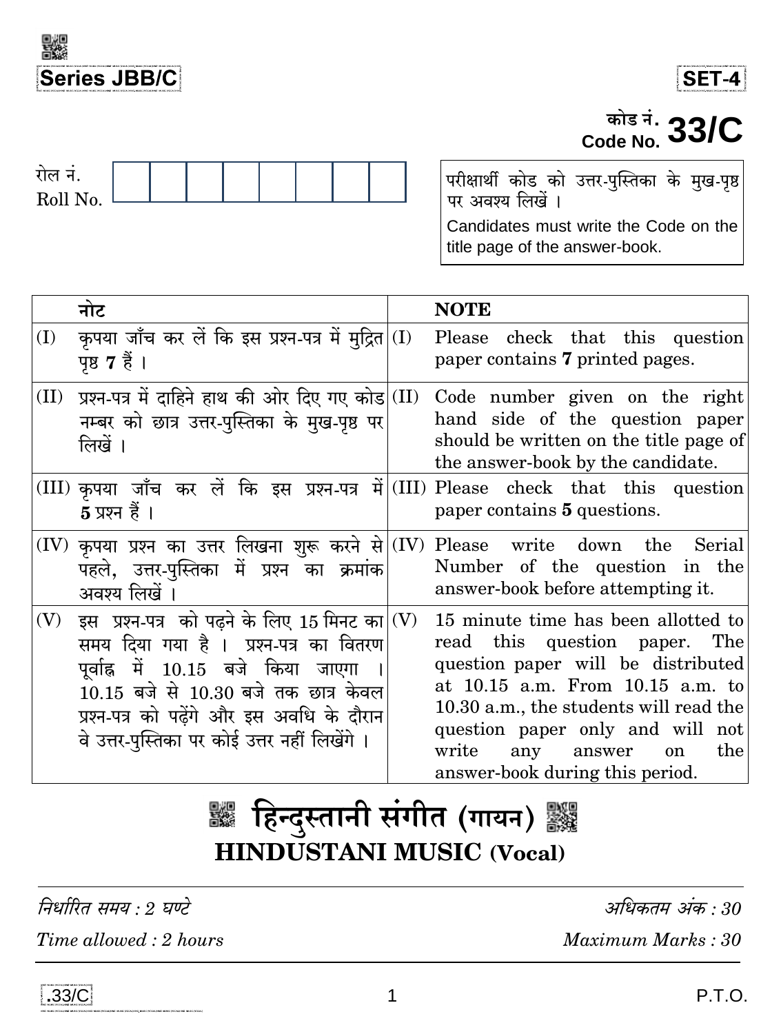**Series JBB/C**

**SET-4**

कोड नं.
**Code No. 33/C**

रोल नं.
Roll No.

| | | | | | | | |
|---|---|---|---|---|---|---|---|
| | | | | | | | |

परीक्षार्थी कोड को उत्तर-पुस्तिका के मुख-पृष्ठ पर अवश्य लिखें ।

Candidates must write the Code on the title page of the answer-book.

| | नोट | | NOTE |
|---|---|---|---|
| (I) | कृपया जाँच कर लें कि इस प्रश्न-पत्र में मुद्रित पृष्ठ **7** हैं । | (I) | Please check that this question paper contains **7** printed pages. |
| (II) | प्रश्न-पत्र में दाहिने हाथ की ओर दिए गए कोड नम्बर को छात्र उत्तर-पुस्तिका के मुख-पृष्ठ पर लिखें । | (II) | Code number given on the right hand side of the question paper should be written on the title page of the answer-book by the candidate. |
| (III) | कृपया जाँच कर लें कि इस प्रश्न-पत्र में **5** प्रश्न हैं । | (III) | Please check that this question paper contains **5** questions. |
| (IV) | कृपया प्रश्न का उत्तर लिखना शुरू करने से पहले, उत्तर-पुस्तिका में प्रश्न का क्रमांक अवश्य लिखें । | (IV) | Please write down the Serial Number of the question in the answer-book before attempting it. |
| (V) | इस प्रश्न-पत्र को पढ़ने के लिए 15 मिनट का समय दिया गया है । प्रश्न-पत्र का वितरण पूर्वाह्न में 10.15 बजे किया जाएगा । 10.15 बजे से 10.30 बजे तक छात्र केवल प्रश्न-पत्र को पढ़ेंगे और इस अवधि के दौरान वे उत्तर-पुस्तिका पर कोई उत्तर नहीं लिखेंगे । | (V) | 15 minute time has been allotted to read this question paper. The question paper will be distributed at 10.15 a.m. From 10.15 a.m. to 10.30 a.m., the students will read the question paper only and will not write any answer on the answer-book during this period. |

# हिन्दुस्तानी संगीत (गायन)
# HINDUSTANI MUSIC (Vocal)

*निर्धारित समय : 2 घण्टे* | *अधिकतम अंक : 30*

*Time allowed : 2 hours* | *Maximum Marks : 30*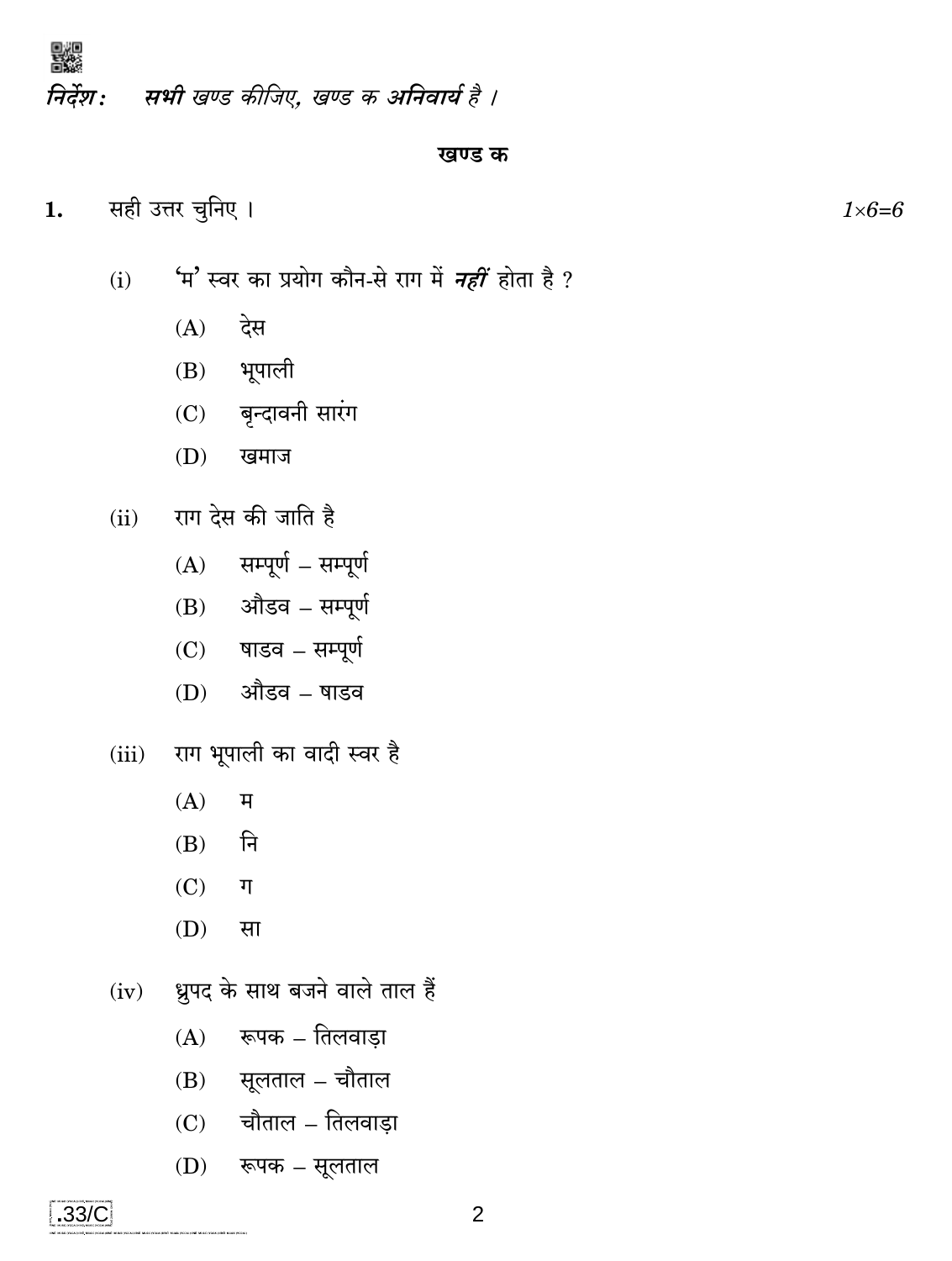*निर्देश :* ***सभी** खण्ड कीजिए, खण्ड क **अनिवार्य** है ।*

## खण्ड क

**1.** सही उत्तर चुनिए । *1×6=6*

(i) 'म' स्वर का प्रयोग कौन-से राग में ***नहीं*** होता है ?

(A) देस

(B) भूपाली

(C) बृन्दावनी सारंग

(D) खमाज

(ii) राग देस की जाति है

(A) सम्पूर्ण – सम्पूर्ण

(B) औडव – सम्पूर्ण

(C) षाडव – सम्पूर्ण

(D) औडव – षाडव

(iii) राग भूपाली का वादी स्वर है

(A) म

(B) नि

(C) ग

(D) सा

(iv) ध्रुपद के साथ बजने वाले ताल हैं

(A) रूपक – तिलवाड़ा

(B) सूलताल – चौताल

(C) चौताल – तिलवाड़ा

(D) रूपक – सूलताल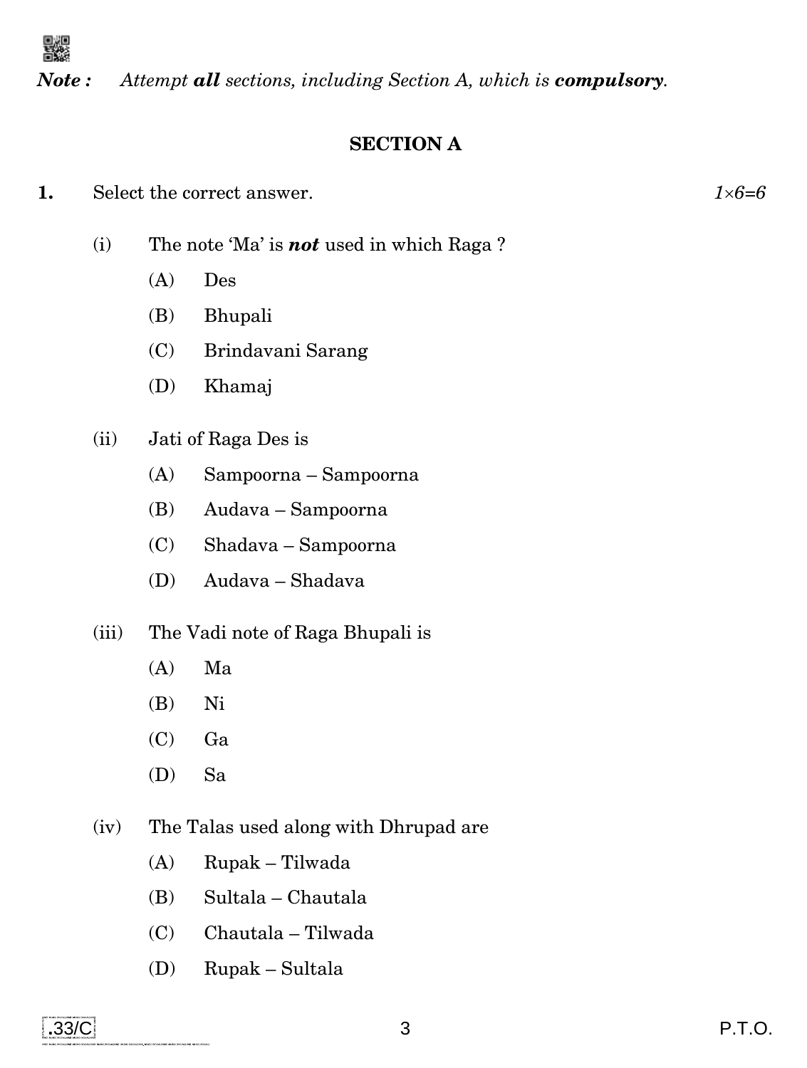***Note :*** *Attempt **all** sections, including Section A, which is **compulsory**.*

## SECTION A

**1.** Select the correct answer. *1×6=6*

(i) The note 'Ma' is ***not*** used in which Raga ?

- (A) Des
- (B) Bhupali
- (C) Brindavani Sarang
- (D) Khamaj

(ii) Jati of Raga Des is

- (A) Sampoorna – Sampoorna
- (B) Audava – Sampoorna
- (C) Shadava – Sampoorna
- (D) Audava – Shadava

(iii) The Vadi note of Raga Bhupali is

- (A) Ma
- (B) Ni
- (C) Ga
- (D) Sa

(iv) The Talas used along with Dhrupad are

- (A) Rupak – Tilwada
- (B) Sultala – Chautala
- (C) Chautala – Tilwada
- (D) Rupak – Sultala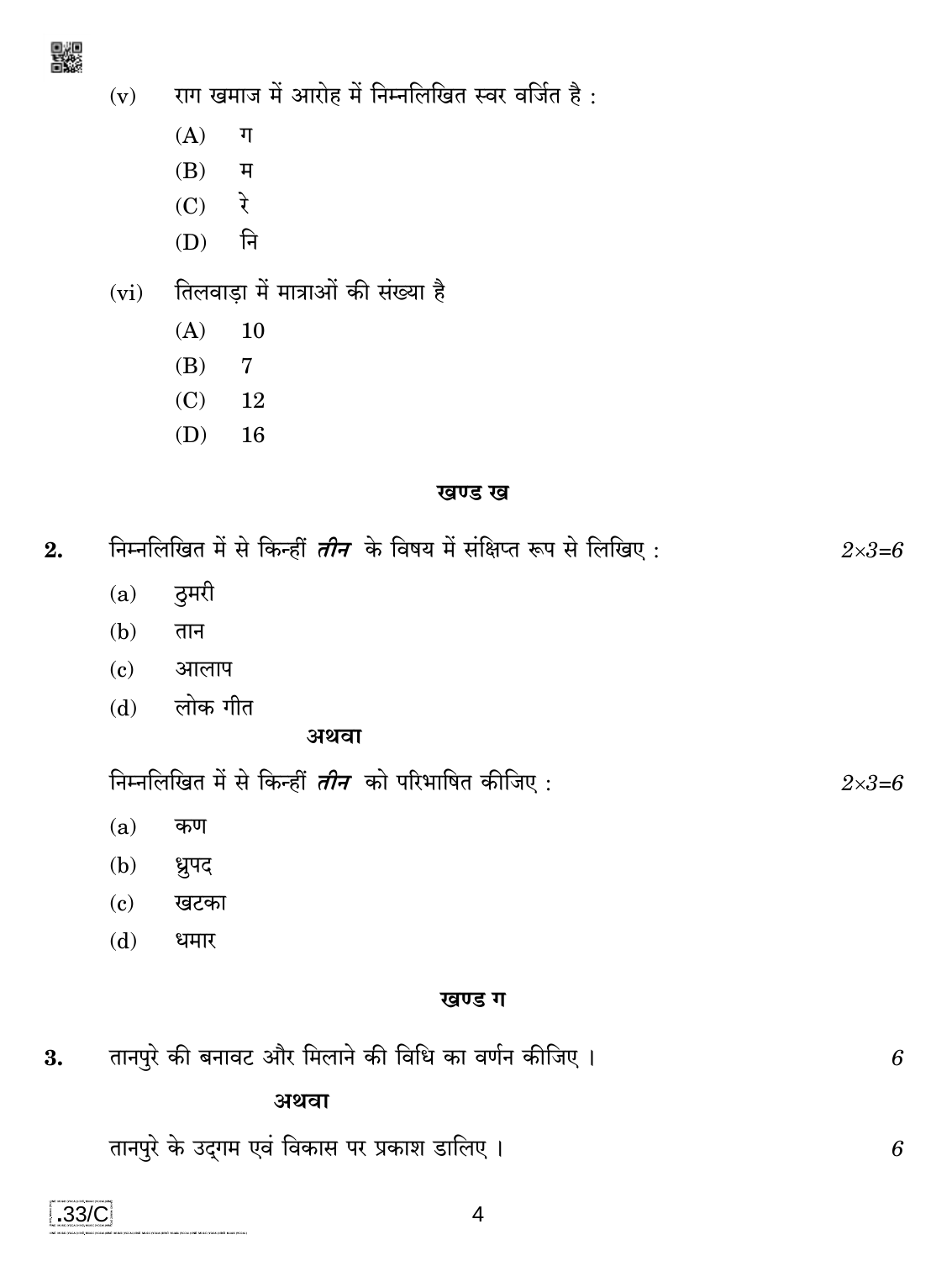(v) राग खमाज में आरोह में निम्नलिखित स्वर वर्जित है :

(A) ग

(B) म

(C) रे

(D) नि

(vi) तिलवाड़ा में मात्राओं की संख्या है

(A) 10

(B) 7

(C) 12

(D) 16

## खण्ड ख

**2.** निम्नलिखित में से किन्हीं ***तीन*** के विषय में संक्षिप्त रूप से लिखिए : *2×3=6*

(a) ठुमरी

(b) तान

(c) आलाप

(d) लोक गीत

**अथवा**

निम्नलिखित में से किन्हीं ***तीन*** को परिभाषित कीजिए : *2×3=6*

(a) कण

(b) ध्रुपद

(c) खटका

(d) धमार

## खण्ड ग

**3.** तानपुरे की बनावट और मिलाने की विधि का वर्णन कीजिए । *6*

**अथवा**

तानपुरे के उद्गम एवं विकास पर प्रकाश डालिए । *6*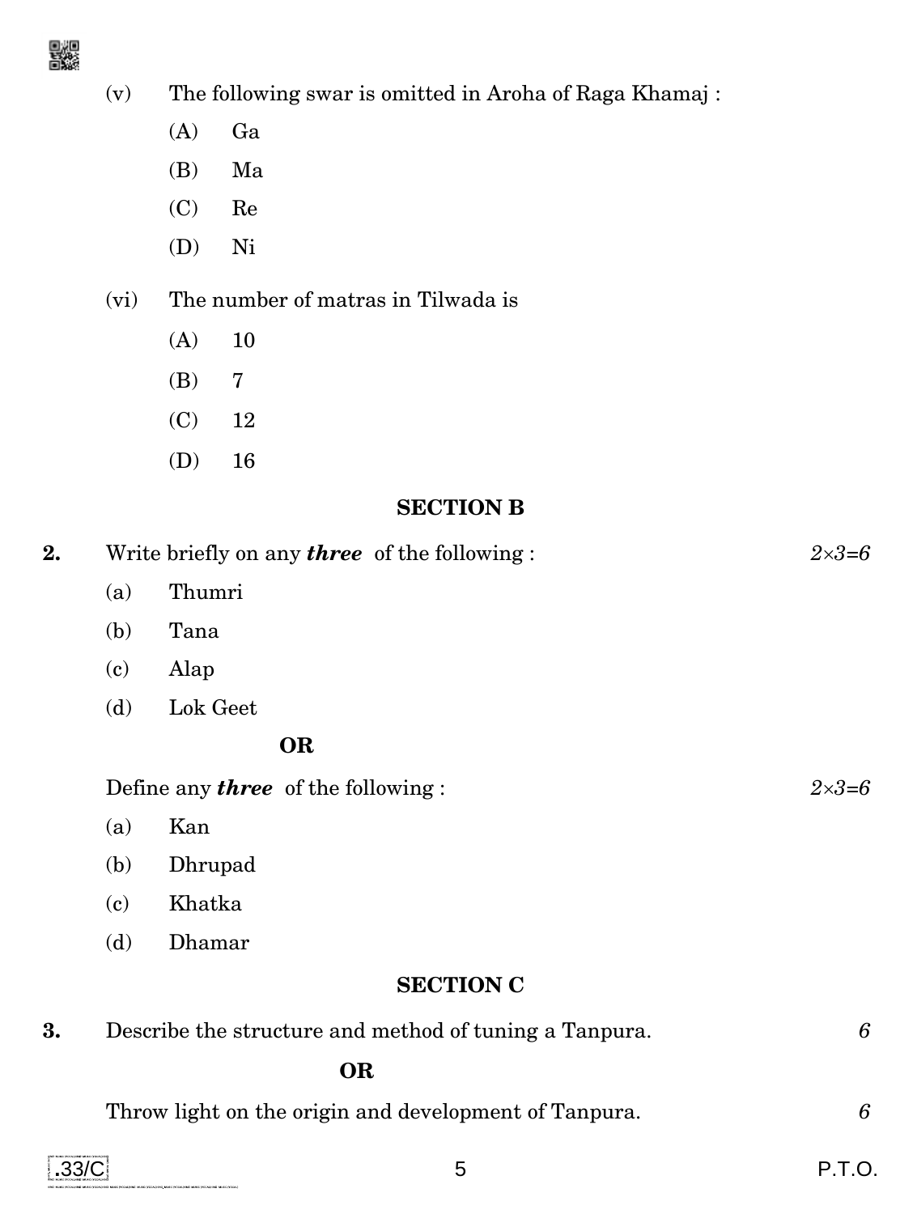(v) The following swar is omitted in Aroha of Raga Khamaj :

(A) Ga

(B) Ma

(C) Re

(D) Ni

(vi) The number of matras in Tilwada is

(A) 10

(B) 7

(C) 12

(D) 16

### SECTION B

**2.** Write briefly on any ***three*** of the following : *2×3=6*

(a) Thumri

(b) Tana

(c) Alap

(d) Lok Geet

**OR**

Define any ***three*** of the following : *2×3=6*

(a) Kan

(b) Dhrupad

(c) Khatka

(d) Dhamar

### SECTION C

**3.** Describe the structure and method of tuning a Tanpura. *6*

**OR**

Throw light on the origin and development of Tanpura. *6*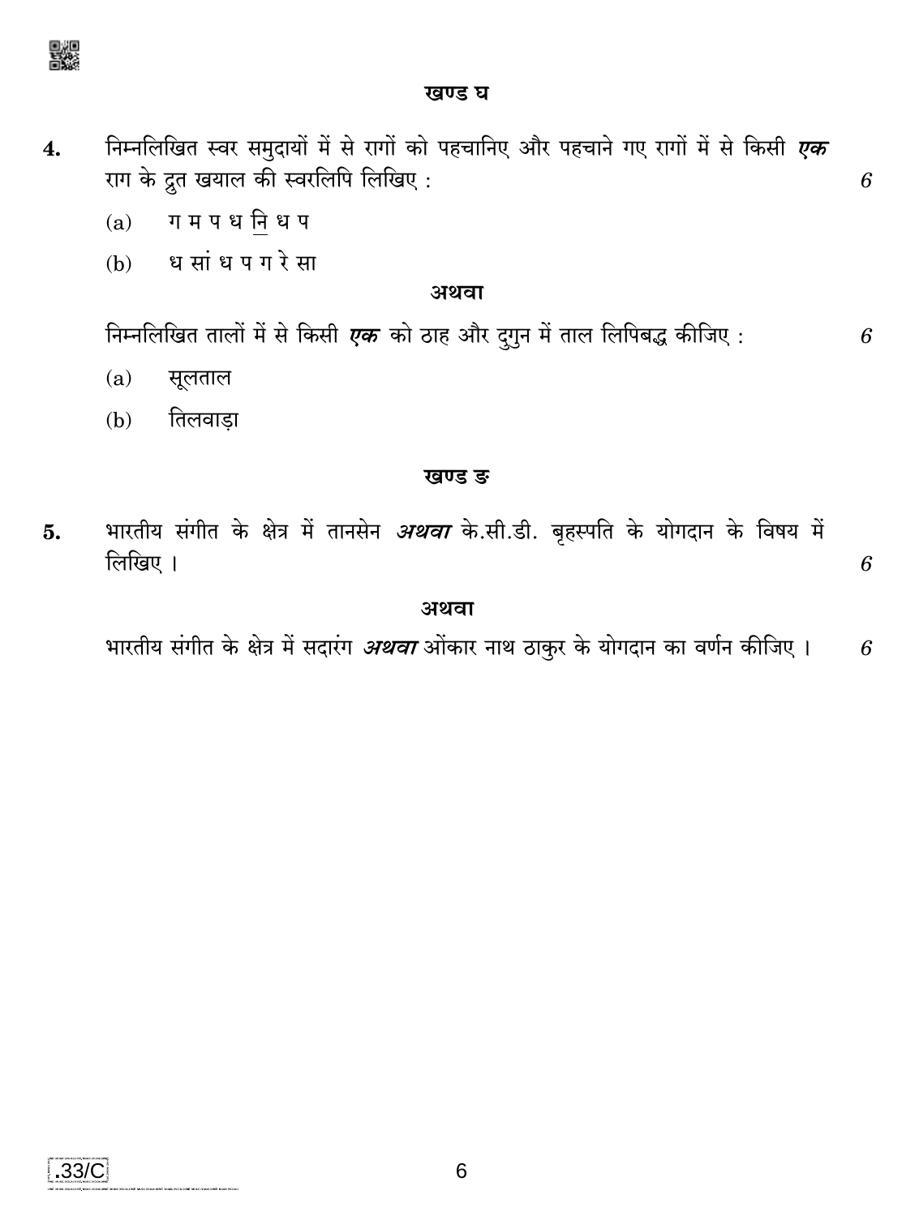## खण्ड घ

**4.** निम्नलिखित स्वर समुदायों में से रागों को पहचानिए और पहचाने गए रागों में से किसी ***एक*** राग के द्रुत खयाल की स्वरलिपि लिखिए : *6*

(a) ग म प ध <u>नि</u> ध प

(b) ध सां ध प ग रे सा

**अथवा**

निम्नलिखित तालों में से किसी ***एक*** को ठाह और दुगुन में ताल लिपिबद्ध कीजिए : *6*

(a) सूलताल

(b) तिलवाड़ा

## खण्ड ङ

**5.** भारतीय संगीत के क्षेत्र में तानसेन ***अथवा*** के.सी.डी. बृहस्पति के योगदान के विषय में लिखिए । *6*

**अथवा**

भारतीय संगीत के क्षेत्र में सदारंग ***अथवा*** ओंकार नाथ ठाकुर के योगदान का वर्णन कीजिए । *6*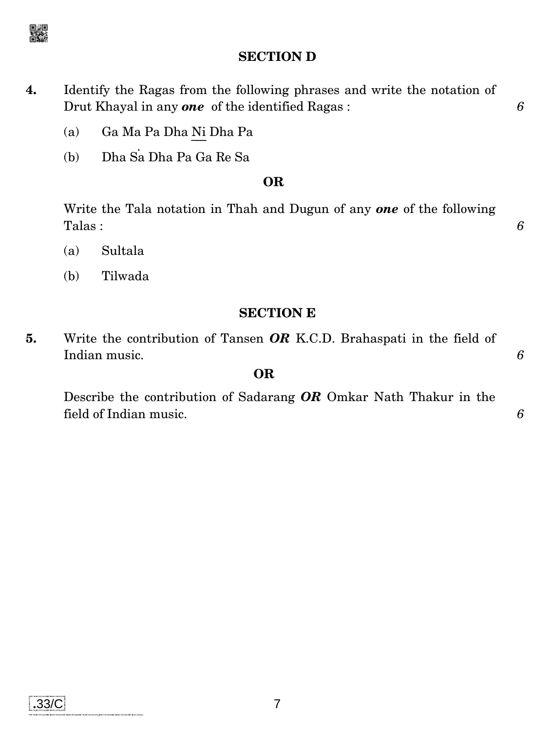## SECTION D

**4.** Identify the Ragas from the following phrases and write the notation of Drut Khayal in any ***one*** of the identified Ragas : *6*

(a) Ga Ma Pa Dha <u>Ni</u> Dha Pa

(b) Dha Ṡa Dha Pa Ga Re Sa

**OR**

Write the Tala notation in Thah and Dugun of any ***one*** of the following Talas : *6*

(a) Sultala

(b) Tilwada

## SECTION E

**5.** Write the contribution of Tansen ***OR*** K.C.D. Brahaspati in the field of Indian music. *6*

**OR**

Describe the contribution of Sadarang ***OR*** Omkar Nath Thakur in the field of Indian music. *6*